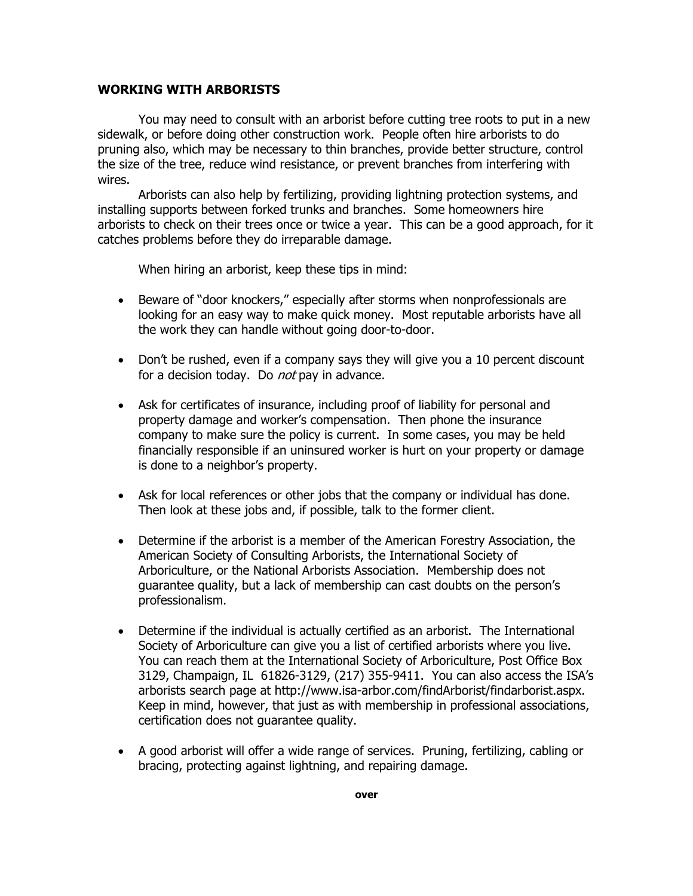## WORKING WITH ARBORISTS

You may need to consult with an arborist before cutting tree roots to put in a new sidewalk, or before doing other construction work. People often hire arborists to do pruning also, which may be necessary to thin branches, provide better structure, control the size of the tree, reduce wind resistance, or prevent branches from interfering with wires.

Arborists can also help by fertilizing, providing lightning protection systems, and installing supports between forked trunks and branches. Some homeowners hire arborists to check on their trees once or twice a year. This can be a good approach, for it catches problems before they do irreparable damage.

When hiring an arborist, keep these tips in mind:

- Beware of "door knockers," especially after storms when nonprofessionals are looking for an easy way to make quick money. Most reputable arborists have all the work they can handle without going door-to-door.

- Don't be rushed, even if a company says they will give you a 10 percent discount for a decision today. Do *not* pay in advance.

- Ask for certificates of insurance, including proof of liability for personal and property damage and worker's compensation. Then phone the insurance company to make sure the policy is current. In some cases, you may be held financially responsible if an uninsured worker is hurt on your property or damage is done to a neighbor's property.

- Ask for local references or other jobs that the company or individual has done. Then look at these jobs and, if possible, talk to the former client.

- Determine if the arborist is a member of the American Forestry Association, the American Society of Consulting Arborists, the International Society of Arboriculture, or the National Arborists Association. Membership does not guarantee quality, but a lack of membership can cast doubts on the person's professionalism.

- Determine if the individual is actually certified as an arborist. The International Society of Arboriculture can give you a list of certified arborists where you live. You can reach them at the International Society of Arboriculture, Post Office Box 3129, Champaign, IL 61826-3129, (217) 355-9411. You can also access the ISA's arborists search page at http://www.isa-arbor.com/findArborist/findarborist.aspx. Keep in mind, however, that just as with membership in professional associations, certification does not guarantee quality.

- A good arborist will offer a wide range of services. Pruning, fertilizing, cabling or bracing, protecting against lightning, and repairing damage.

**over**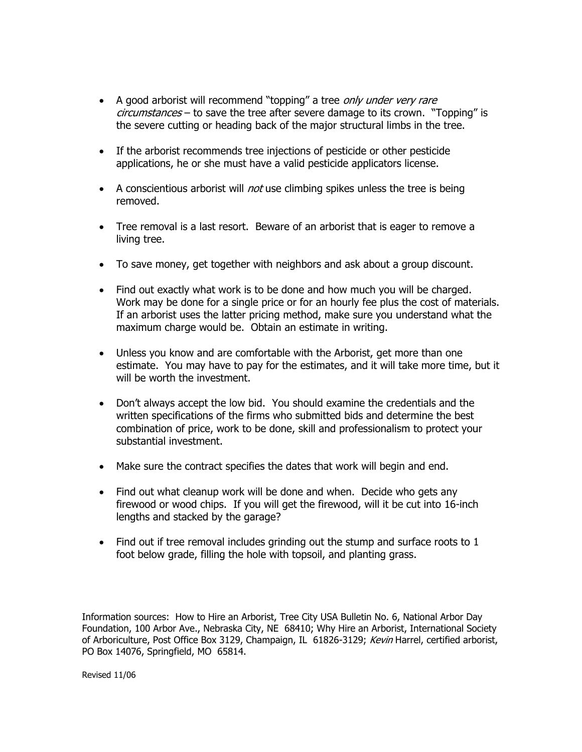- A good arborist will recommend "topping" a tree *only under very rare circumstances* – to save the tree after severe damage to its crown. "Topping" is the severe cutting or heading back of the major structural limbs in the tree.

- If the arborist recommends tree injections of pesticide or other pesticide applications, he or she must have a valid pesticide applicators license.

- A conscientious arborist will *not* use climbing spikes unless the tree is being removed.

- Tree removal is a last resort. Beware of an arborist that is eager to remove a living tree.

- To save money, get together with neighbors and ask about a group discount.

- Find out exactly what work is to be done and how much you will be charged. Work may be done for a single price or for an hourly fee plus the cost of materials. If an arborist uses the latter pricing method, make sure you understand what the maximum charge would be. Obtain an estimate in writing.

- Unless you know and are comfortable with the Arborist, get more than one estimate. You may have to pay for the estimates, and it will take more time, but it will be worth the investment.

- Don't always accept the low bid. You should examine the credentials and the written specifications of the firms who submitted bids and determine the best combination of price, work to be done, skill and professionalism to protect your substantial investment.

- Make sure the contract specifies the dates that work will begin and end.

- Find out what cleanup work will be done and when. Decide who gets any firewood or wood chips. If you will get the firewood, will it be cut into 16-inch lengths and stacked by the garage?

- Find out if tree removal includes grinding out the stump and surface roots to 1 foot below grade, filling the hole with topsoil, and planting grass.

Information sources: How to Hire an Arborist, Tree City USA Bulletin No. 6, National Arbor Day Foundation, 100 Arbor Ave., Nebraska City, NE 68410; Why Hire an Arborist, International Society of Arboriculture, Post Office Box 3129, Champaign, IL 61826-3129; *Kevin* Harrel, certified arborist, PO Box 14076, Springfield, MO 65814.

Revised 11/06